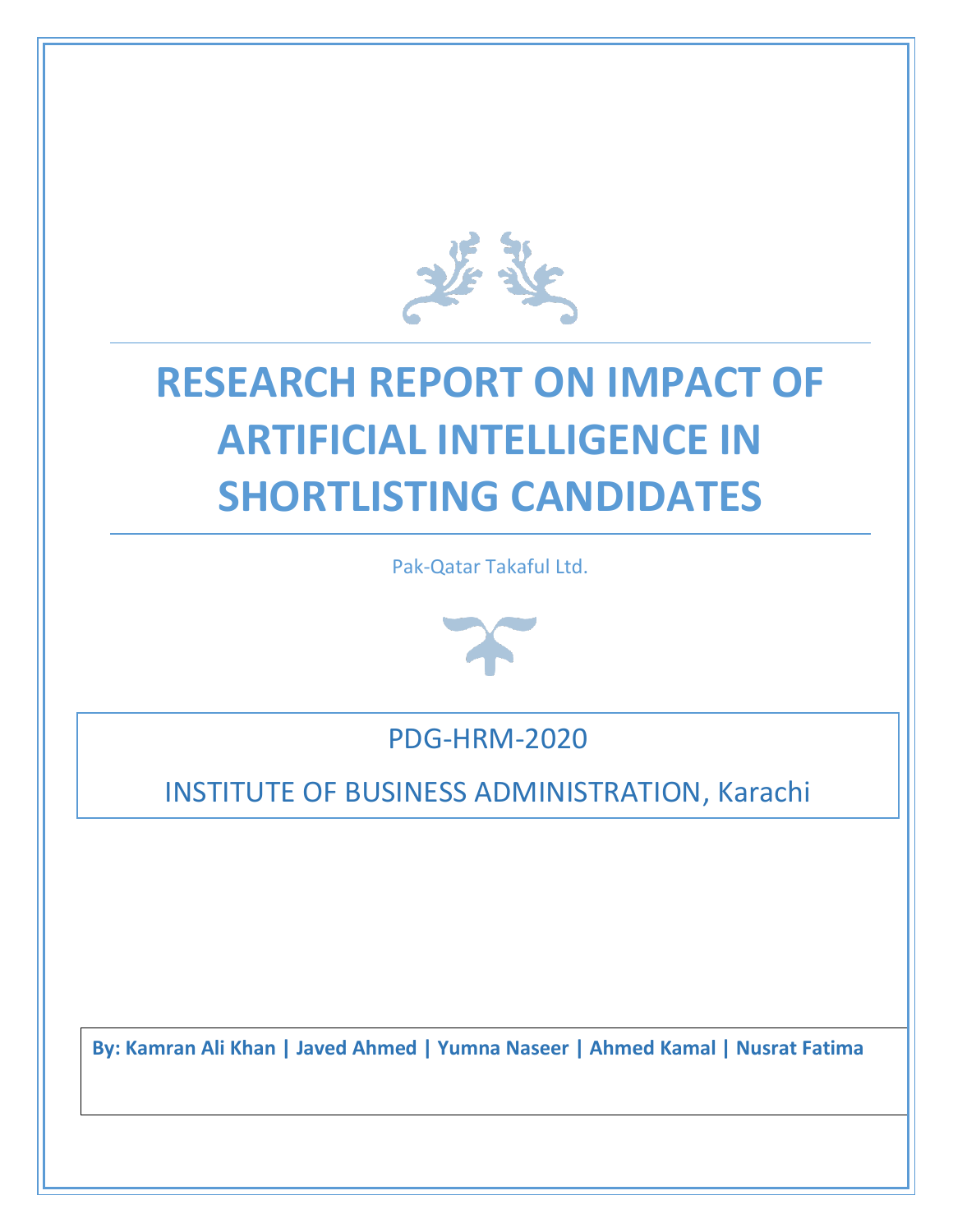# RESEARCH REPORT ON IMPACT OF ARTIFICIAL INTELLIGENCE IN SHORTLISTING CANDIDATES

Pak-Qatar Takaful Ltd.

PDG-HRM-2020

INSTITUTE OF BUSINESS ADMINISTRATION, Karachi

**By: Kamran Ali Khan | Javed Ahmed | Yumna Naseer | Ahmed Kamal | Nusrat Fatima**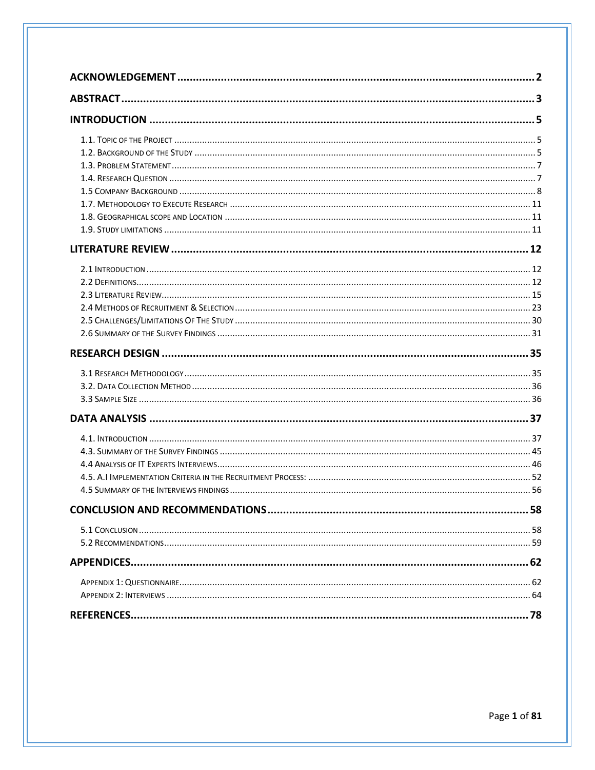ACKNOWLEDGEMENT ........................................................................................................ 2

ABSTRACT ........................................................................................................ 3

INTRODUCTION ........................................................................................................ 5

- 1.1. Topic of the Project ........................................................................................................ 5
- 1.2. Background of the Study ........................................................................................................ 5
- 1.3. Problem Statement ........................................................................................................ 7
- 1.4. Research Question ........................................................................................................ 7
- 1.5 Company Background ........................................................................................................ 8
- 1.7. Methodology to Execute Research ........................................................................................................ 11
- 1.8. Geographical scope and Location ........................................................................................................ 11
- 1.9. Study limitations ........................................................................................................ 11

LITERATURE REVIEW ........................................................................................................ 12

- 2.1 Introduction ........................................................................................................ 12
- 2.2 Definitions ........................................................................................................ 12
- 2.3 Literature Review ........................................................................................................ 15
- 2.4 Methods of Recruitment & Selection ........................................................................................................ 23
- 2.5 Challenges/Limitations Of The Study ........................................................................................................ 30
- 2.6 Summary of the Survey Findings ........................................................................................................ 31

RESEARCH DESIGN ........................................................................................................ 35

- 3.1 Research Methodology ........................................................................................................ 35
- 3.2. Data Collection Method ........................................................................................................ 36
- 3.3 Sample Size ........................................................................................................ 36

DATA ANALYSIS ........................................................................................................ 37

- 4.1. Introduction ........................................................................................................ 37
- 4.3. Summary of the Survey Findings ........................................................................................................ 45
- 4.4 Analysis of IT Experts Interviews ........................................................................................................ 46
- 4.5. A.I Implementation Criteria in the Recruitment Process: ........................................................................................................ 52
- 4.5 Summary of the Interviews findings ........................................................................................................ 56

CONCLUSION AND RECOMMENDATIONS ........................................................................................................ 58

- 5.1 Conclusion ........................................................................................................ 58
- 5.2 Recommendations ........................................................................................................ 59

APPENDICES ........................................................................................................ 62

- Appendix 1: Questionnaire ........................................................................................................ 62
- Appendix 2: Interviews ........................................................................................................ 64

REFERENCES ........................................................................................................ 78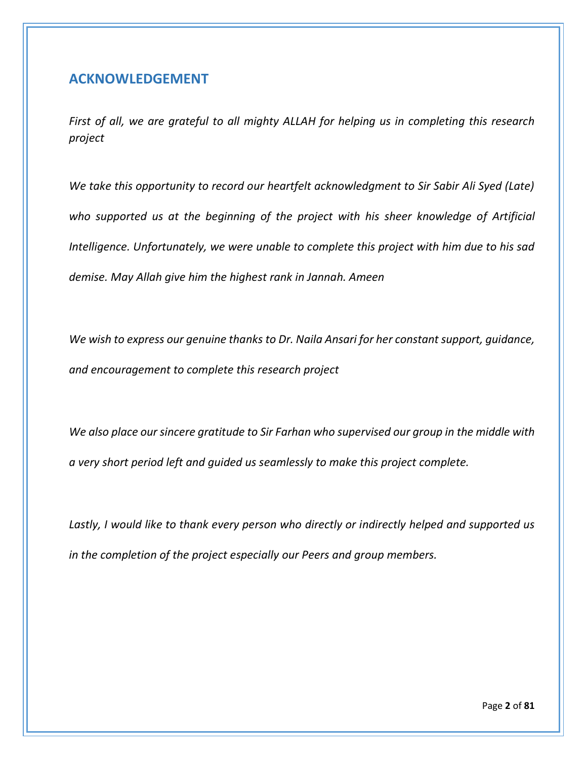## ACKNOWLEDGEMENT

*First of all, we are grateful to all mighty ALLAH for helping us in completing this research project*

*We take this opportunity to record our heartfelt acknowledgment to Sir Sabir Ali Syed (Late) who supported us at the beginning of the project with his sheer knowledge of Artificial Intelligence. Unfortunately, we were unable to complete this project with him due to his sad demise. May Allah give him the highest rank in Jannah. Ameen*

*We wish to express our genuine thanks to Dr. Naila Ansari for her constant support, guidance, and encouragement to complete this research project*

*We also place our sincere gratitude to Sir Farhan who supervised our group in the middle with a very short period left and guided us seamlessly to make this project complete.*

*Lastly, I would like to thank every person who directly or indirectly helped and supported us in the completion of the project especially our Peers and group members.*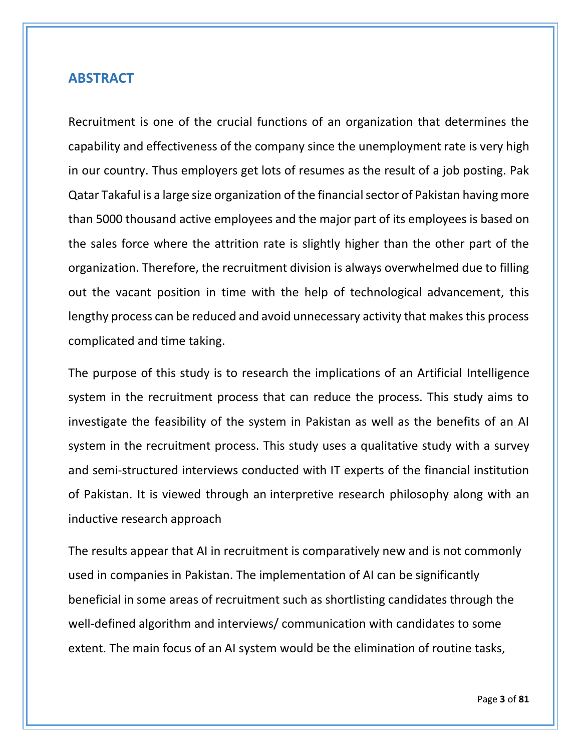## ABSTRACT

Recruitment is one of the crucial functions of an organization that determines the capability and effectiveness of the company since the unemployment rate is very high in our country. Thus employers get lots of resumes as the result of a job posting. Pak Qatar Takaful is a large size organization of the financial sector of Pakistan having more than 5000 thousand active employees and the major part of its employees is based on the sales force where the attrition rate is slightly higher than the other part of the organization. Therefore, the recruitment division is always overwhelmed due to filling out the vacant position in time with the help of technological advancement, this lengthy process can be reduced and avoid unnecessary activity that makes this process complicated and time taking.

The purpose of this study is to research the implications of an Artificial Intelligence system in the recruitment process that can reduce the process. This study aims to investigate the feasibility of the system in Pakistan as well as the benefits of an AI system in the recruitment process. This study uses a qualitative study with a survey and semi-structured interviews conducted with IT experts of the financial institution of Pakistan. It is viewed through an interpretive research philosophy along with an inductive research approach

The results appear that AI in recruitment is comparatively new and is not commonly used in companies in Pakistan. The implementation of AI can be significantly beneficial in some areas of recruitment such as shortlisting candidates through the well-defined algorithm and interviews/ communication with candidates to some extent. The main focus of an AI system would be the elimination of routine tasks,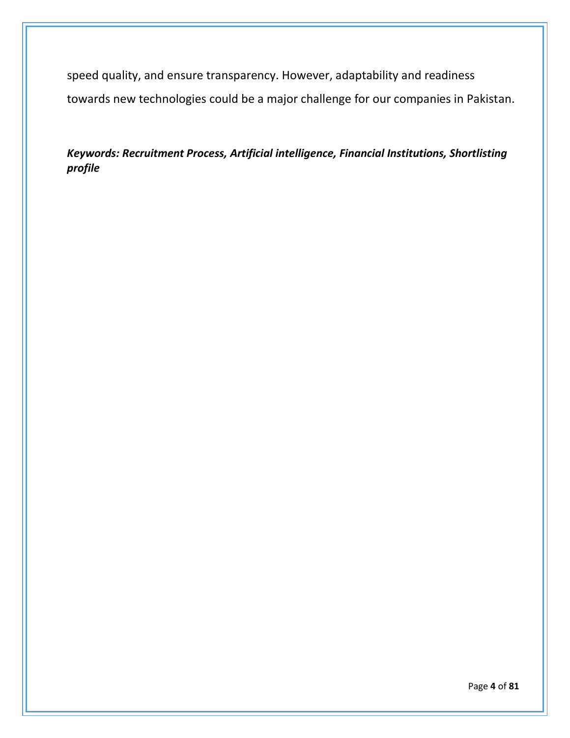speed quality, and ensure transparency. However, adaptability and readiness towards new technologies could be a major challenge for our companies in Pakistan.

***Keywords: Recruitment Process, Artificial intelligence, Financial Institutions, Shortlisting profile***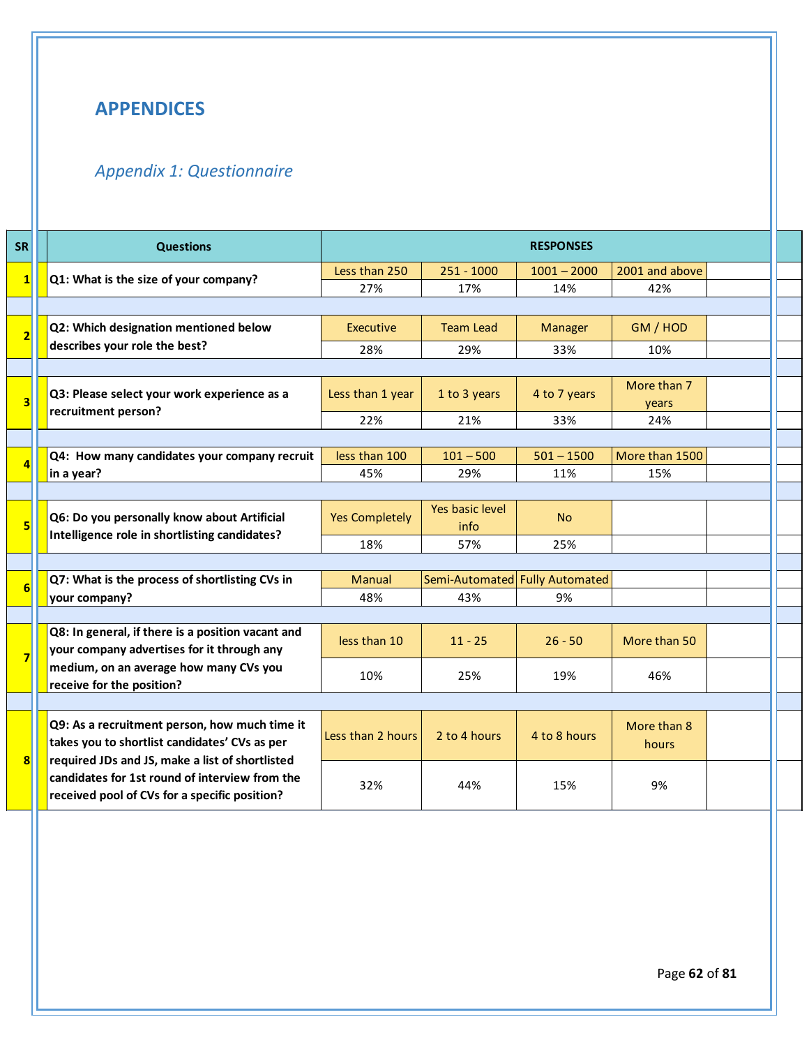# APPENDICES

## *Appendix 1: Questionnaire*

| SR | Questions | RESPONSES | | | | |
|---|---|---|---|---|---|---|
| 1 | Q1: What is the size of your company? | Less than 250 | 251 - 1000 | 1001 – 2000 | 2001 and above | |
| | | 27% | 17% | 14% | 42% | |
| 2 | Q2: Which designation mentioned below describes your role the best? | Executive | Team Lead | Manager | GM / HOD | |
| | | 28% | 29% | 33% | 10% | |
| 3 | Q3: Please select your work experience as a recruitment person? | Less than 1 year | 1 to 3 years | 4 to 7 years | More than 7 years | |
| | | 22% | 21% | 33% | 24% | |
| 4 | Q4: How many candidates your company recruit in a year? | less than 100 | 101 – 500 | 501 – 1500 | More than 1500 | |
| | | 45% | 29% | 11% | 15% | |
| 5 | Q6: Do you personally know about Artificial Intelligence role in shortlisting candidates? | Yes Completely | Yes basic level info | No | | |
| | | 18% | 57% | 25% | | |
| 6 | Q7: What is the process of shortlisting CVs in your company? | Manual | Semi-Automated | Fully Automated | | |
| | | 48% | 43% | 9% | | |
| 7 | Q8: In general, if there is a position vacant and your company advertises for it through any medium, on an average how many CVs you receive for the position? | less than 10 | 11 - 25 | 26 - 50 | More than 50 | |
| | | 10% | 25% | 19% | 46% | |
| 8 | Q9: As a recruitment person, how much time it takes you to shortlist candidates' CVs as per required JDs and JS, make a list of shortlisted candidates for 1st round of interview from the received pool of CVs for a specific position? | Less than 2 hours | 2 to 4 hours | 4 to 8 hours | More than 8 hours | |
| | | 32% | 44% | 15% | 9% | |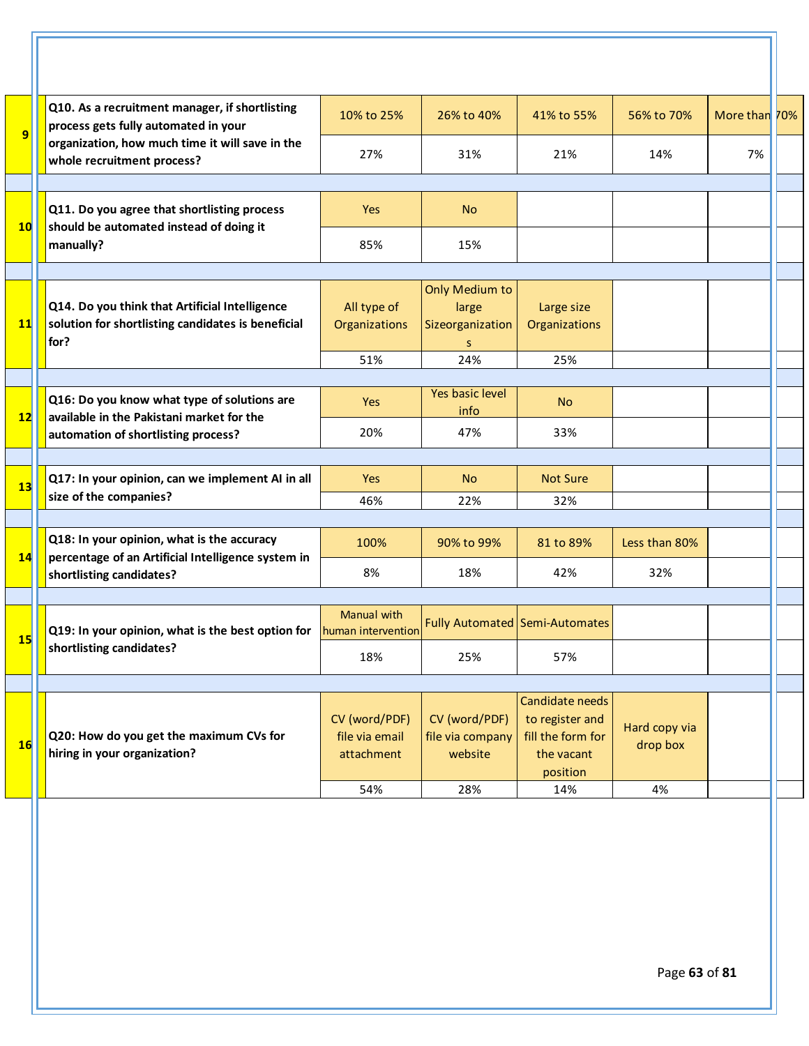| # | Question | | | | | |
|---|---|---|---|---|---|---|
| 9 | **Q10. As a recruitment manager, if shortlisting process gets fully automated in your organization, how much time it will save in the whole recruitment process?** | 10% to 25% | 26% to 40% | 41% to 55% | 56% to 70% | More than 70% |
| | | 27% | 31% | 21% | 14% | 7% |
| 10 | **Q11. Do you agree that shortlisting process should be automated instead of doing it manually?** | Yes | No | | | |
| | | 85% | 15% | | | |
| 11 | **Q14. Do you think that Artificial Intelligence solution for shortlisting candidates is beneficial for?** | All type of Organizations | Only Medium to large Sizeorganizations | Large size Organizations | | |
| | | 51% | 24% | 25% | | |
| 12 | **Q16: Do you know what type of solutions are available in the Pakistani market for the automation of shortlisting process?** | Yes | Yes basic level info | No | | |
| | | 20% | 47% | 33% | | |
| 13 | **Q17: In your opinion, can we implement AI in all size of the companies?** | Yes | No | Not Sure | | |
| | | 46% | 22% | 32% | | |
| 14 | **Q18: In your opinion, what is the accuracy percentage of an Artificial Intelligence system in shortlisting candidates?** | 100% | 90% to 99% | 81 to 89% | Less than 80% | |
| | | 8% | 18% | 42% | 32% | |
| 15 | **Q19: In your opinion, what is the best option for shortlisting candidates?** | Manual with human intervention | Fully Automated | Semi-Automates | | |
| | | 18% | 25% | 57% | | |
| 16 | **Q20: How do you get the maximum CVs for hiring in your organization?** | CV (word/PDF) file via email attachment | CV (word/PDF) file via company website | Candidate needs to register and fill the form for the vacant position | Hard copy via drop box | |
| | | 54% | 28% | 14% | 4% | |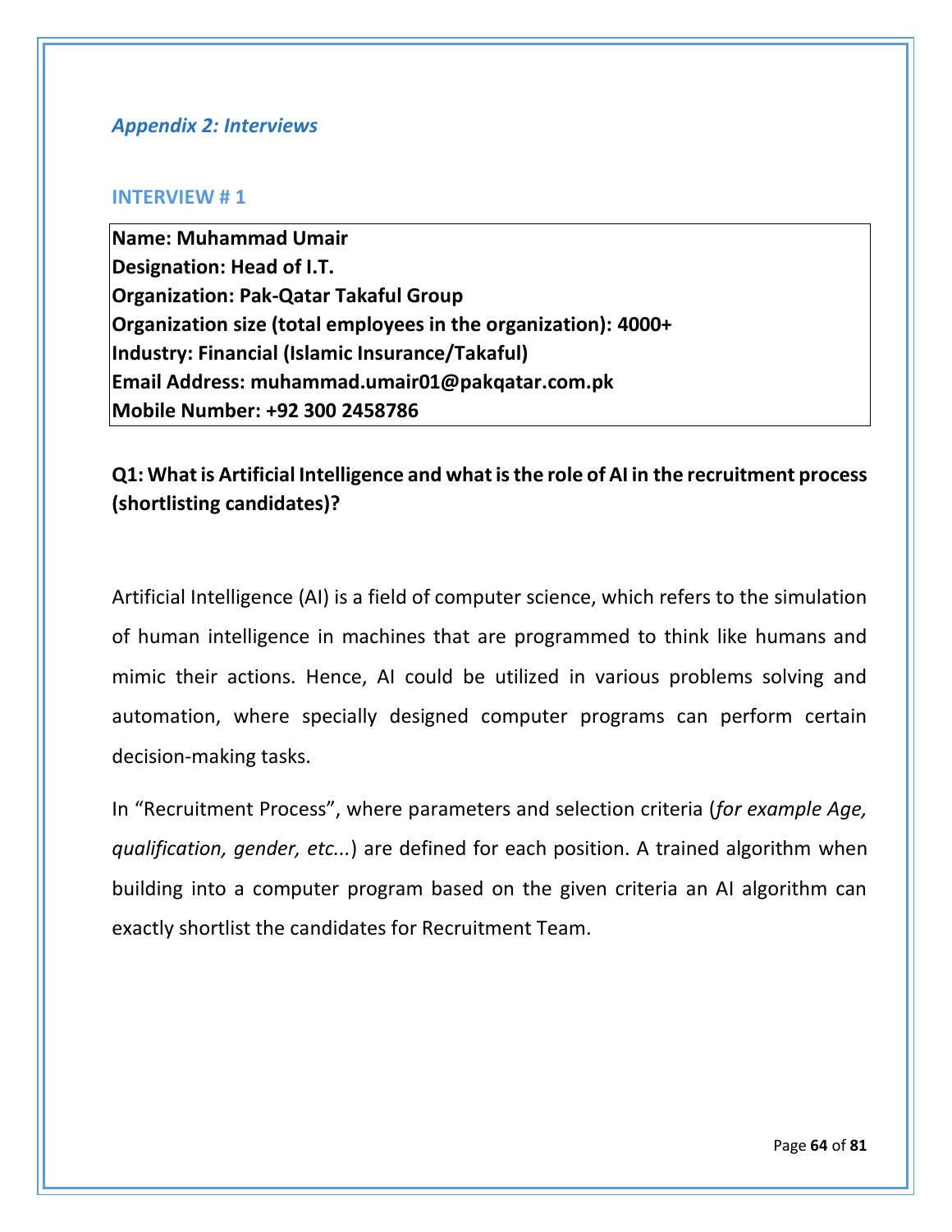## *Appendix 2: Interviews*

### INTERVIEW # 1

| **Name: Muhammad Umair** |
|---|
| **Designation: Head of I.T.** |
| **Organization: Pak-Qatar Takaful Group** |
| **Organization size (total employees in the organization): 4000+** |
| **Industry: Financial (Islamic Insurance/Takaful)** |
| **Email Address: muhammad.umair01@pakqatar.com.pk** |
| **Mobile Number: +92 300 2458786** |

**Q1: What is Artificial Intelligence and what is the role of AI in the recruitment process (shortlisting candidates)?**

Artificial Intelligence (AI) is a field of computer science, which refers to the simulation of human intelligence in machines that are programmed to think like humans and mimic their actions. Hence, AI could be utilized in various problems solving and automation, where specially designed computer programs can perform certain decision-making tasks.

In "Recruitment Process", where parameters and selection criteria (*for example Age, qualification, gender, etc...*) are defined for each position. A trained algorithm when building into a computer program based on the given criteria an AI algorithm can exactly shortlist the candidates for Recruitment Team.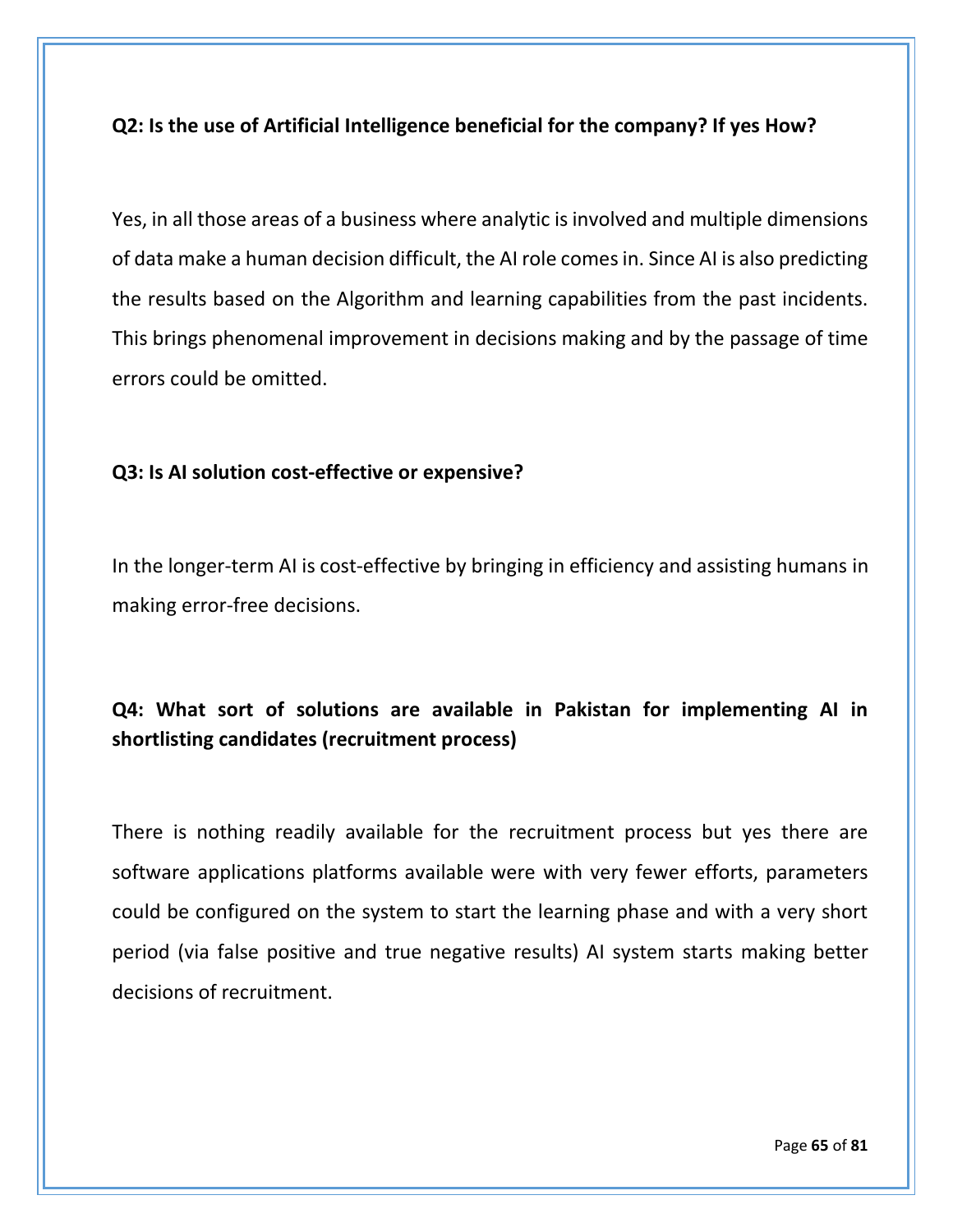**Q2: Is the use of Artificial Intelligence beneficial for the company? If yes How?**

Yes, in all those areas of a business where analytic is involved and multiple dimensions of data make a human decision difficult, the AI role comes in. Since AI is also predicting the results based on the Algorithm and learning capabilities from the past incidents. This brings phenomenal improvement in decisions making and by the passage of time errors could be omitted.

**Q3: Is AI solution cost-effective or expensive?**

In the longer-term AI is cost-effective by bringing in efficiency and assisting humans in making error-free decisions.

**Q4: What sort of solutions are available in Pakistan for implementing AI in shortlisting candidates (recruitment process)**

There is nothing readily available for the recruitment process but yes there are software applications platforms available were with very fewer efforts, parameters could be configured on the system to start the learning phase and with a very short period (via false positive and true negative results) AI system starts making better decisions of recruitment.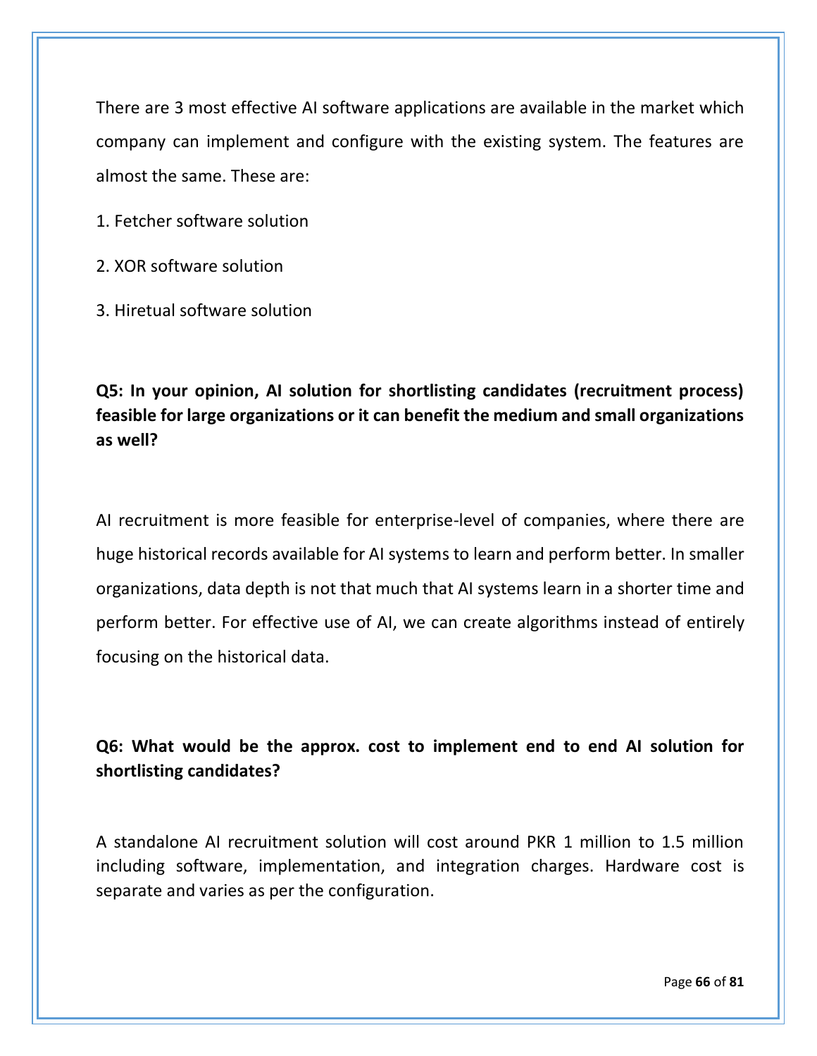There are 3 most effective AI software applications are available in the market which company can implement and configure with the existing system. The features are almost the same. These are:

1. Fetcher software solution

2. XOR software solution

3. Hiretual software solution

**Q5: In your opinion, AI solution for shortlisting candidates (recruitment process) feasible for large organizations or it can benefit the medium and small organizations as well?**

AI recruitment is more feasible for enterprise-level of companies, where there are huge historical records available for AI systems to learn and perform better. In smaller organizations, data depth is not that much that AI systems learn in a shorter time and perform better. For effective use of AI, we can create algorithms instead of entirely focusing on the historical data.

**Q6: What would be the approx. cost to implement end to end AI solution for shortlisting candidates?**

A standalone AI recruitment solution will cost around PKR 1 million to 1.5 million including software, implementation, and integration charges. Hardware cost is separate and varies as per the configuration.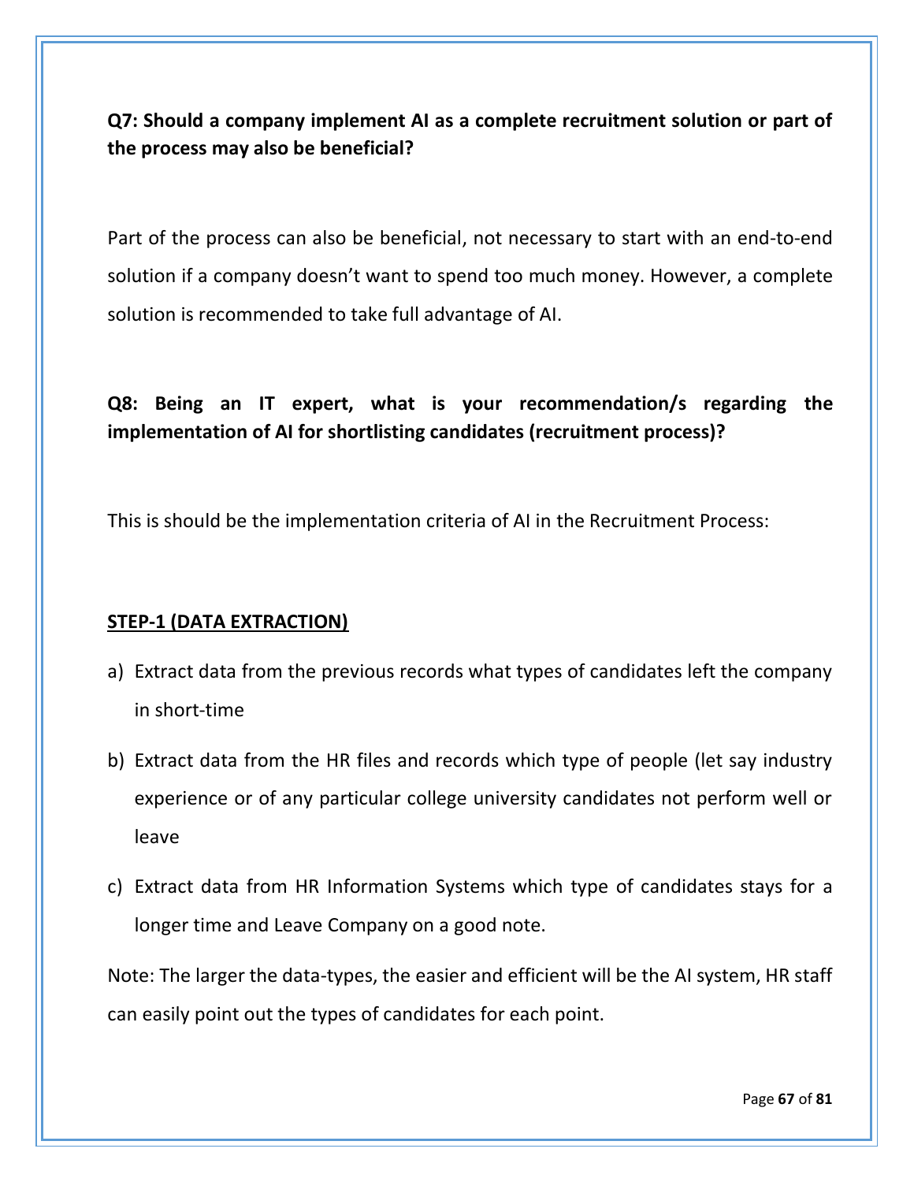**Q7: Should a company implement AI as a complete recruitment solution or part of the process may also be beneficial?**

Part of the process can also be beneficial, not necessary to start with an end-to-end solution if a company doesn't want to spend too much money. However, a complete solution is recommended to take full advantage of AI.

**Q8: Being an IT expert, what is your recommendation/s regarding the implementation of AI for shortlisting candidates (recruitment process)?**

This is should be the implementation criteria of AI in the Recruitment Process:

**<u>STEP-1 (DATA EXTRACTION)</u>**

a) Extract data from the previous records what types of candidates left the company in short-time

b) Extract data from the HR files and records which type of people (let say industry experience or of any particular college university candidates not perform well or leave

c) Extract data from HR Information Systems which type of candidates stays for a longer time and Leave Company on a good note.

Note: The larger the data-types, the easier and efficient will be the AI system, HR staff can easily point out the types of candidates for each point.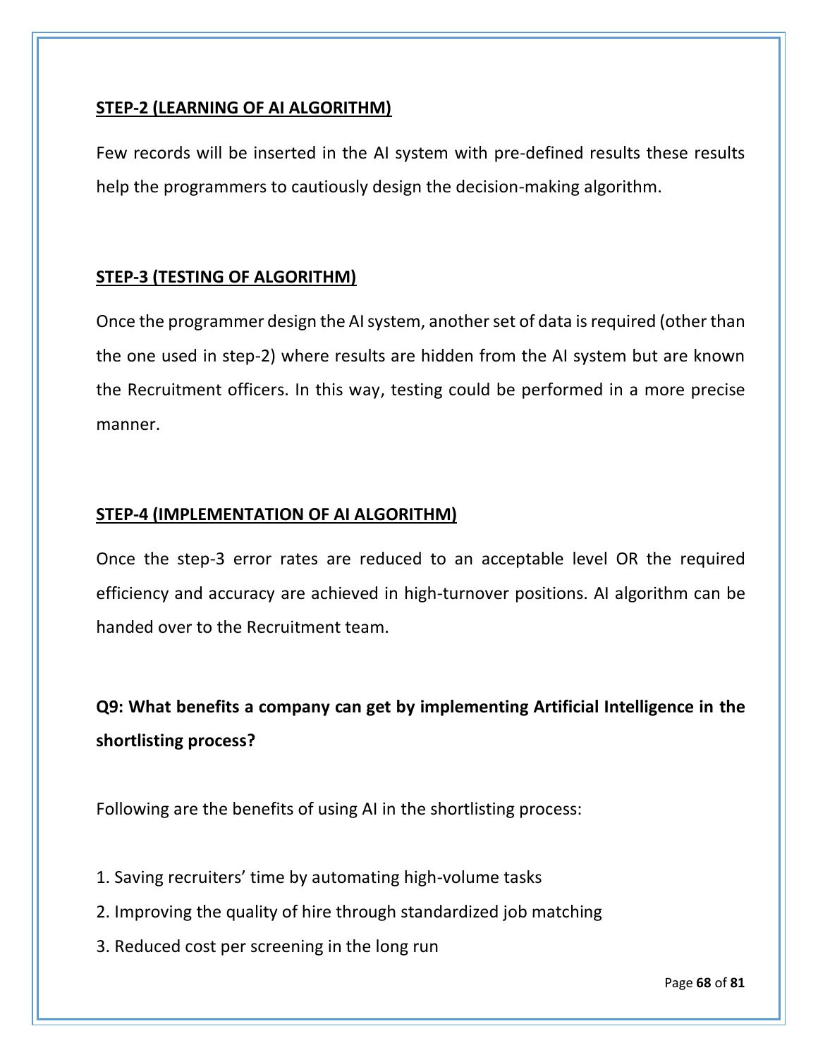**STEP-2 (LEARNING OF AI ALGORITHM)**

Few records will be inserted in the AI system with pre-defined results these results help the programmers to cautiously design the decision-making algorithm.

**STEP-3 (TESTING OF ALGORITHM)**

Once the programmer design the AI system, another set of data is required (other than the one used in step-2) where results are hidden from the AI system but are known the Recruitment officers. In this way, testing could be performed in a more precise manner.

**STEP-4 (IMPLEMENTATION OF AI ALGORITHM)**

Once the step-3 error rates are reduced to an acceptable level OR the required efficiency and accuracy are achieved in high-turnover positions. AI algorithm can be handed over to the Recruitment team.

**Q9: What benefits a company can get by implementing Artificial Intelligence in the shortlisting process?**

Following are the benefits of using AI in the shortlisting process:

1. Saving recruiters' time by automating high-volume tasks
2. Improving the quality of hire through standardized job matching
3. Reduced cost per screening in the long run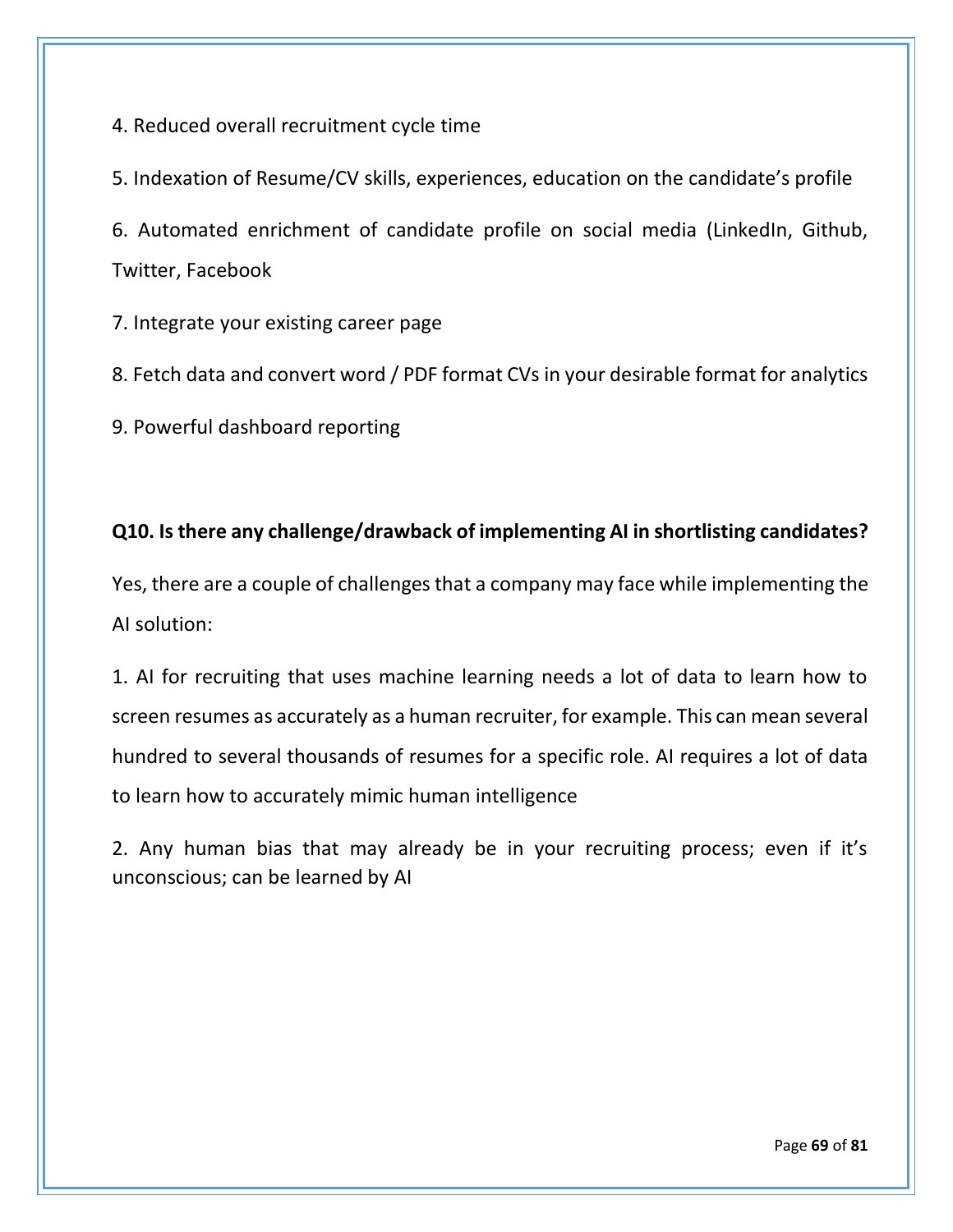4. Reduced overall recruitment cycle time

5. Indexation of Resume/CV skills, experiences, education on the candidate's profile

6. Automated enrichment of candidate profile on social media (LinkedIn, Github, Twitter, Facebook

7. Integrate your existing career page

8. Fetch data and convert word / PDF format CVs in your desirable format for analytics

9. Powerful dashboard reporting

**Q10. Is there any challenge/drawback of implementing AI in shortlisting candidates?**

Yes, there are a couple of challenges that a company may face while implementing the AI solution:

1. AI for recruiting that uses machine learning needs a lot of data to learn how to screen resumes as accurately as a human recruiter, for example. This can mean several hundred to several thousands of resumes for a specific role. AI requires a lot of data to learn how to accurately mimic human intelligence

2. Any human bias that may already be in your recruiting process; even if it's unconscious; can be learned by AI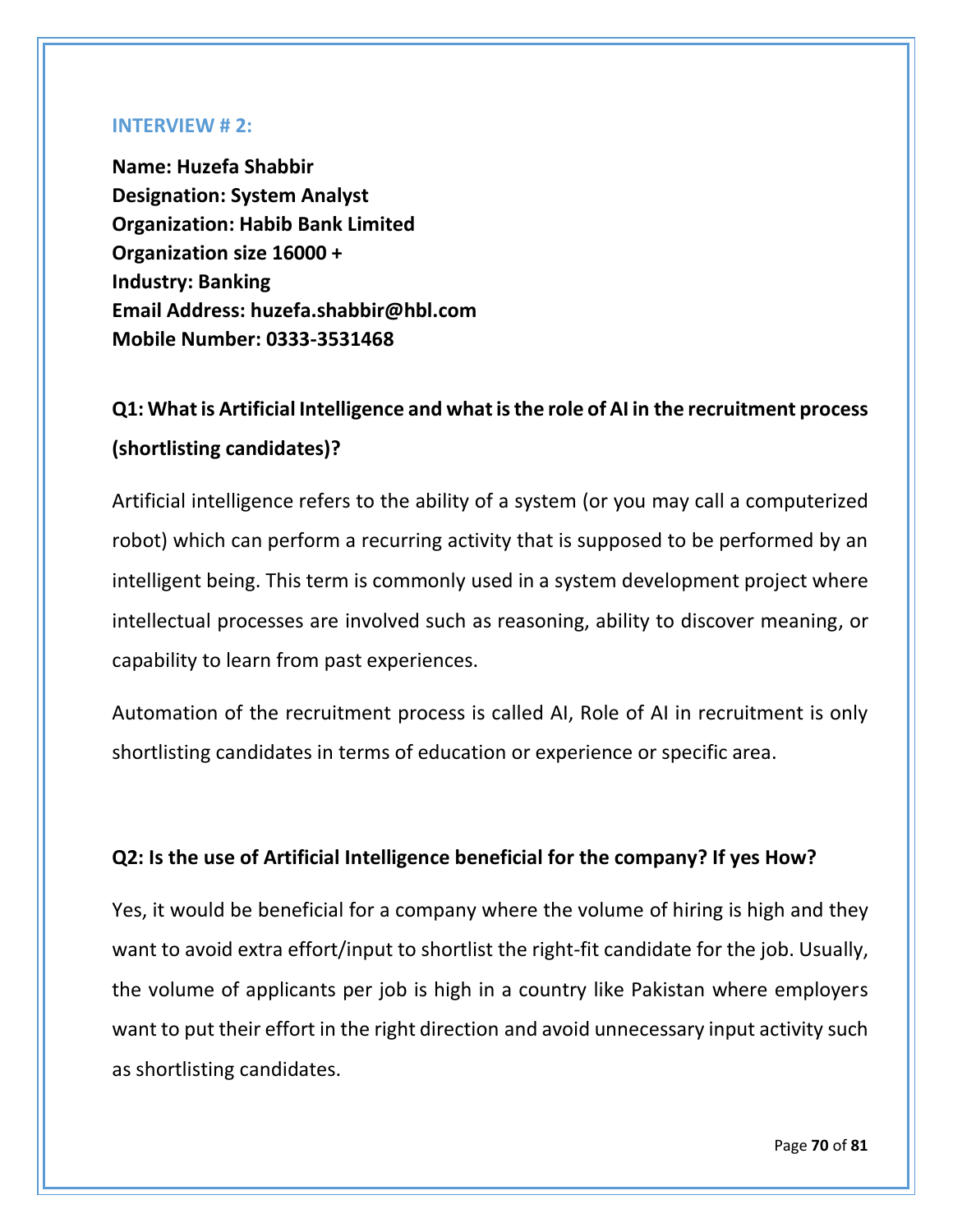### INTERVIEW # 2:

**Name: Huzefa Shabbir**
**Designation: System Analyst**
**Organization: Habib Bank Limited**
**Organization size 16000 +**
**Industry: Banking**
**Email Address: huzefa.shabbir@hbl.com**
**Mobile Number: 0333-3531468**

**Q1: What is Artificial Intelligence and what is the role of AI in the recruitment process (shortlisting candidates)?**

Artificial intelligence refers to the ability of a system (or you may call a computerized robot) which can perform a recurring activity that is supposed to be performed by an intelligent being. This term is commonly used in a system development project where intellectual processes are involved such as reasoning, ability to discover meaning, or capability to learn from past experiences.

Automation of the recruitment process is called AI, Role of AI in recruitment is only shortlisting candidates in terms of education or experience or specific area.

**Q2: Is the use of Artificial Intelligence beneficial for the company? If yes How?**

Yes, it would be beneficial for a company where the volume of hiring is high and they want to avoid extra effort/input to shortlist the right-fit candidate for the job. Usually, the volume of applicants per job is high in a country like Pakistan where employers want to put their effort in the right direction and avoid unnecessary input activity such as shortlisting candidates.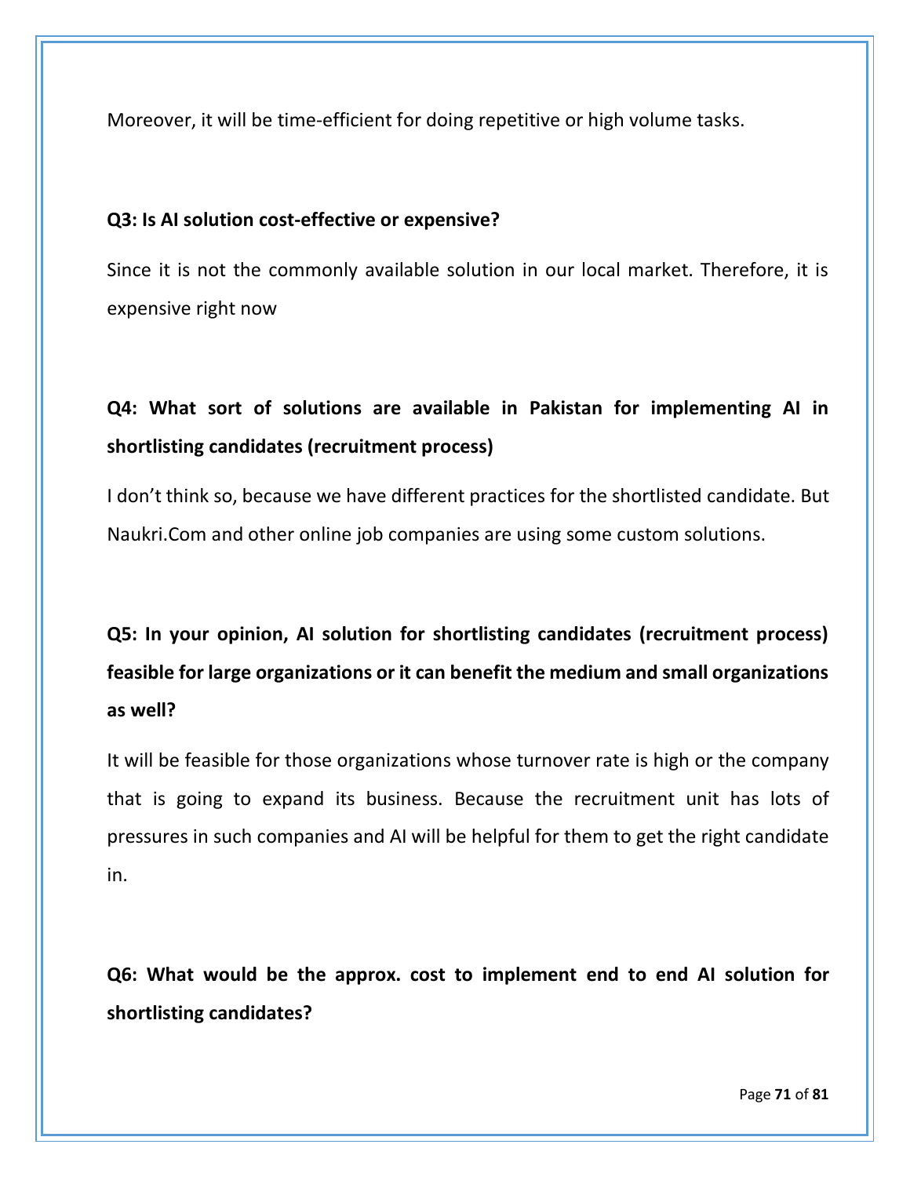Moreover, it will be time-efficient for doing repetitive or high volume tasks.

**Q3: Is AI solution cost-effective or expensive?**

Since it is not the commonly available solution in our local market. Therefore, it is expensive right now

**Q4: What sort of solutions are available in Pakistan for implementing AI in shortlisting candidates (recruitment process)**

I don't think so, because we have different practices for the shortlisted candidate. But Naukri.Com and other online job companies are using some custom solutions.

**Q5: In your opinion, AI solution for shortlisting candidates (recruitment process) feasible for large organizations or it can benefit the medium and small organizations as well?**

It will be feasible for those organizations whose turnover rate is high or the company that is going to expand its business. Because the recruitment unit has lots of pressures in such companies and AI will be helpful for them to get the right candidate in.

**Q6: What would be the approx. cost to implement end to end AI solution for shortlisting candidates?**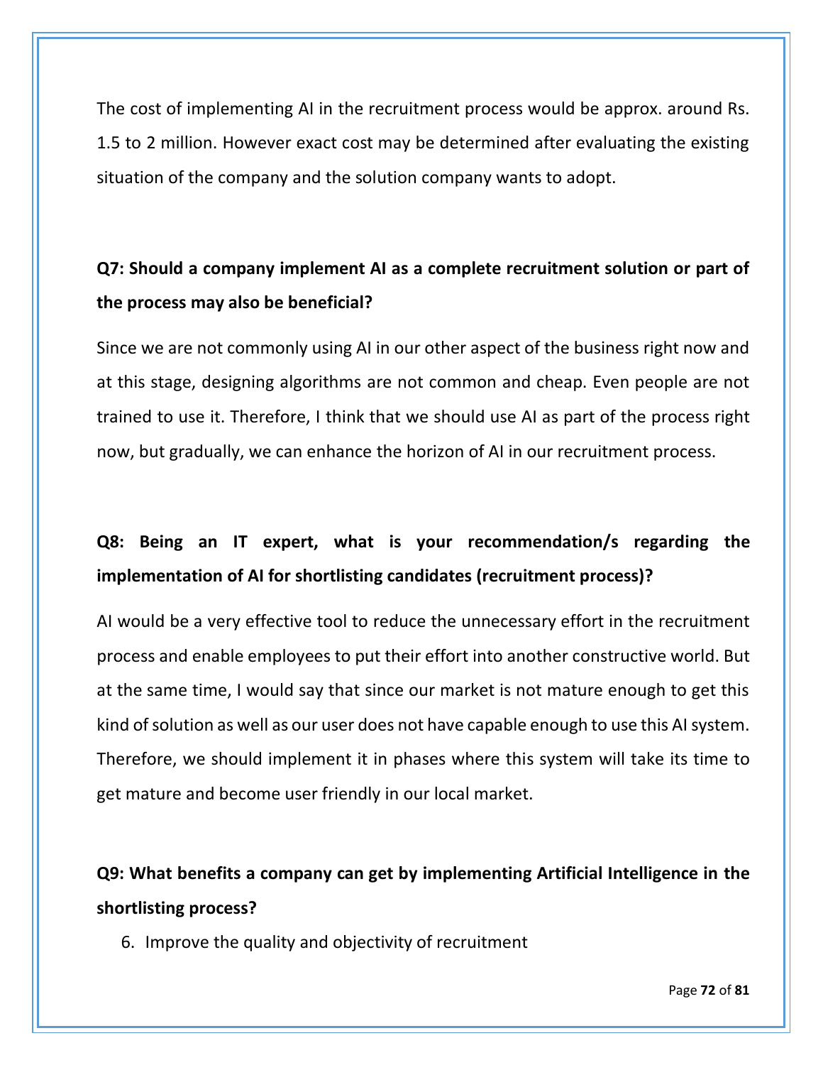The cost of implementing AI in the recruitment process would be approx. around Rs. 1.5 to 2 million. However exact cost may be determined after evaluating the existing situation of the company and the solution company wants to adopt.

**Q7: Should a company implement AI as a complete recruitment solution or part of the process may also be beneficial?**

Since we are not commonly using AI in our other aspect of the business right now and at this stage, designing algorithms are not common and cheap. Even people are not trained to use it. Therefore, I think that we should use AI as part of the process right now, but gradually, we can enhance the horizon of AI in our recruitment process.

**Q8: Being an IT expert, what is your recommendation/s regarding the implementation of AI for shortlisting candidates (recruitment process)?**

AI would be a very effective tool to reduce the unnecessary effort in the recruitment process and enable employees to put their effort into another constructive world. But at the same time, I would say that since our market is not mature enough to get this kind of solution as well as our user does not have capable enough to use this AI system. Therefore, we should implement it in phases where this system will take its time to get mature and become user friendly in our local market.

**Q9: What benefits a company can get by implementing Artificial Intelligence in the shortlisting process?**

6. Improve the quality and objectivity of recruitment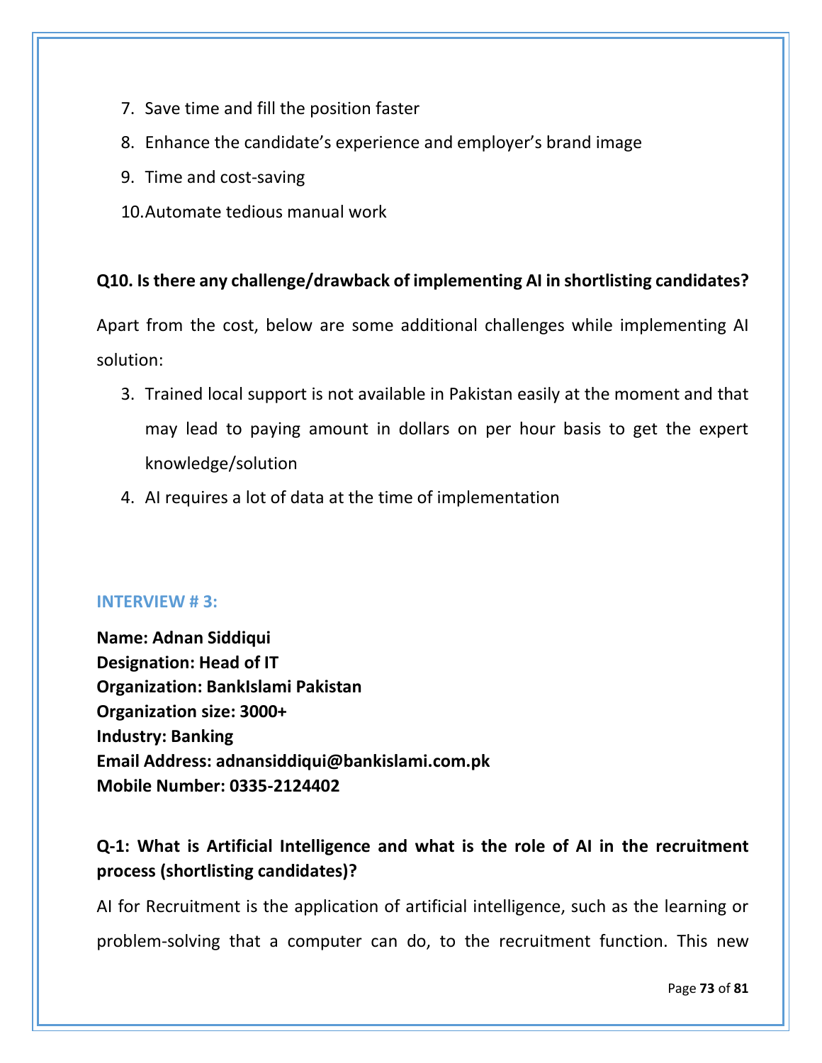7. Save time and fill the position faster
8. Enhance the candidate's experience and employer's brand image
9. Time and cost-saving
10. Automate tedious manual work

**Q10. Is there any challenge/drawback of implementing AI in shortlisting candidates?**

Apart from the cost, below are some additional challenges while implementing AI solution:

3. Trained local support is not available in Pakistan easily at the moment and that may lead to paying amount in dollars on per hour basis to get the expert knowledge/solution
4. AI requires a lot of data at the time of implementation

### INTERVIEW # 3:

**Name: Adnan Siddiqui**
**Designation: Head of IT**
**Organization: BankIslami Pakistan**
**Organization size: 3000+**
**Industry: Banking**
**Email Address: adnansiddiqui@bankislami.com.pk**
**Mobile Number: 0335-2124402**

**Q-1: What is Artificial Intelligence and what is the role of AI in the recruitment process (shortlisting candidates)?**

AI for Recruitment is the application of artificial intelligence, such as the learning or problem-solving that a computer can do, to the recruitment function. This new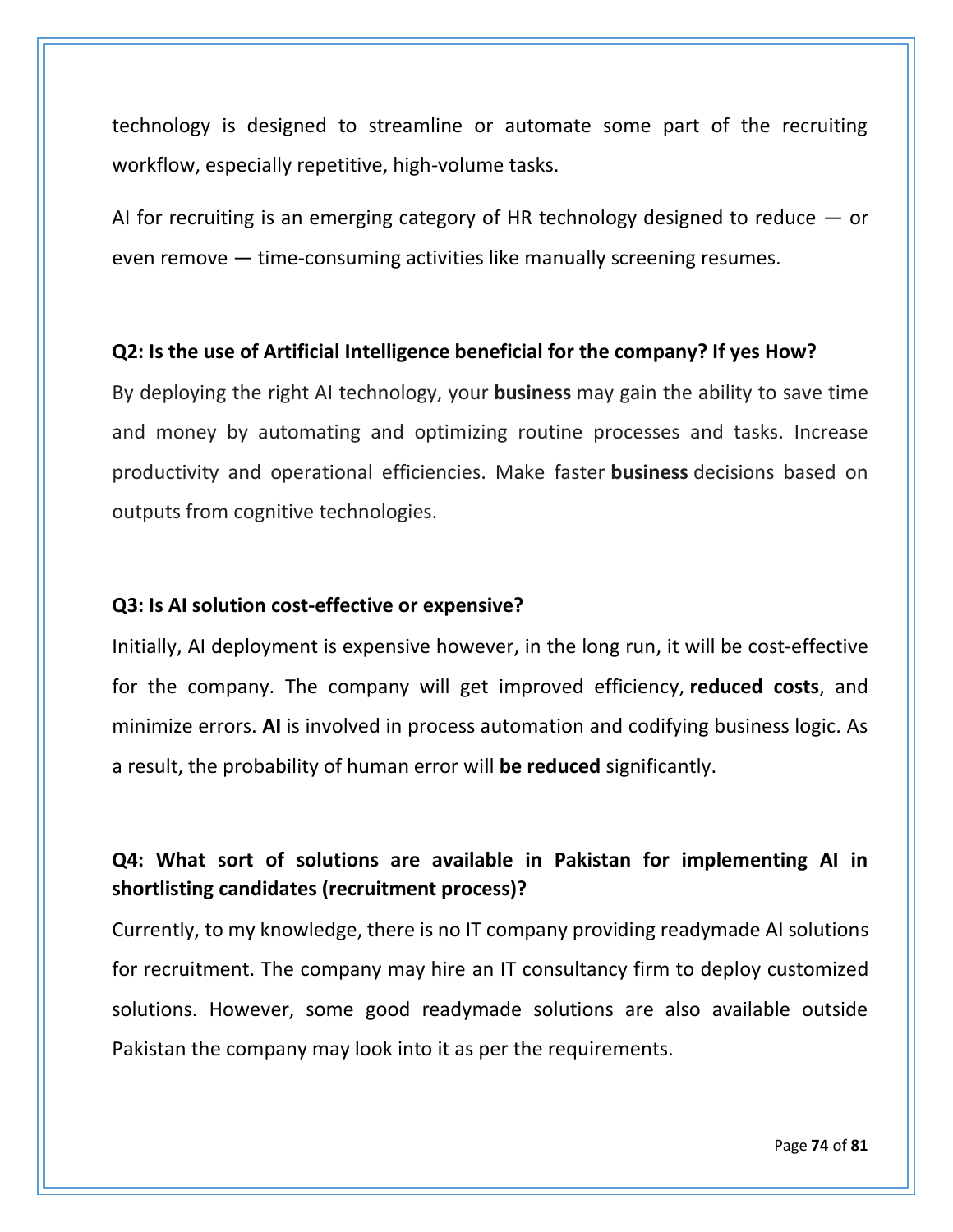technology is designed to streamline or automate some part of the recruiting workflow, especially repetitive, high-volume tasks.

AI for recruiting is an emerging category of HR technology designed to reduce — or even remove — time-consuming activities like manually screening resumes.

**Q2: Is the use of Artificial Intelligence beneficial for the company? If yes How?**

By deploying the right AI technology, your **business** may gain the ability to save time and money by automating and optimizing routine processes and tasks. Increase productivity and operational efficiencies. Make faster **business** decisions based on outputs from cognitive technologies.

**Q3: Is AI solution cost-effective or expensive?**

Initially, AI deployment is expensive however, in the long run, it will be cost-effective for the company. The company will get improved efficiency, **reduced costs**, and minimize errors. **AI** is involved in process automation and codifying business logic. As a result, the probability of human error will **be reduced** significantly.

**Q4: What sort of solutions are available in Pakistan for implementing AI in shortlisting candidates (recruitment process)?**

Currently, to my knowledge, there is no IT company providing readymade AI solutions for recruitment. The company may hire an IT consultancy firm to deploy customized solutions. However, some good readymade solutions are also available outside Pakistan the company may look into it as per the requirements.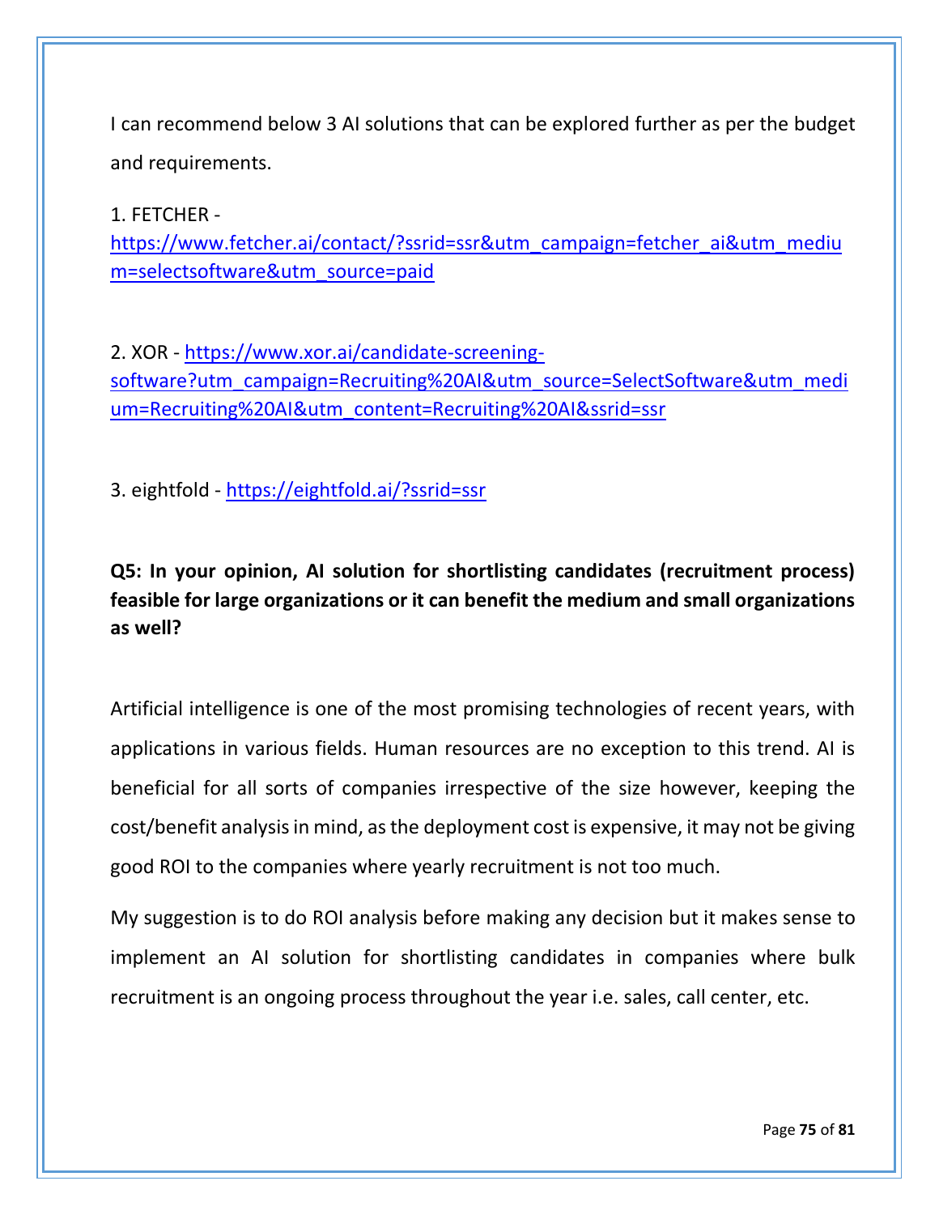I can recommend below 3 AI solutions that can be explored further as per the budget and requirements.

1. FETCHER - https://www.fetcher.ai/contact/?ssrid=ssr&utm_campaign=fetcher_ai&utm_medium=selectsoftware&utm_source=paid

2. XOR - https://www.xor.ai/candidate-screening-software?utm_campaign=Recruiting%20AI&utm_source=SelectSoftware&utm_medium=Recruiting%20AI&utm_content=Recruiting%20AI&ssrid=ssr

3. eightfold - https://eightfold.ai/?ssrid=ssr

**Q5: In your opinion, AI solution for shortlisting candidates (recruitment process) feasible for large organizations or it can benefit the medium and small organizations as well?**

Artificial intelligence is one of the most promising technologies of recent years, with applications in various fields. Human resources are no exception to this trend. AI is beneficial for all sorts of companies irrespective of the size however, keeping the cost/benefit analysis in mind, as the deployment cost is expensive, it may not be giving good ROI to the companies where yearly recruitment is not too much.

My suggestion is to do ROI analysis before making any decision but it makes sense to implement an AI solution for shortlisting candidates in companies where bulk recruitment is an ongoing process throughout the year i.e. sales, call center, etc.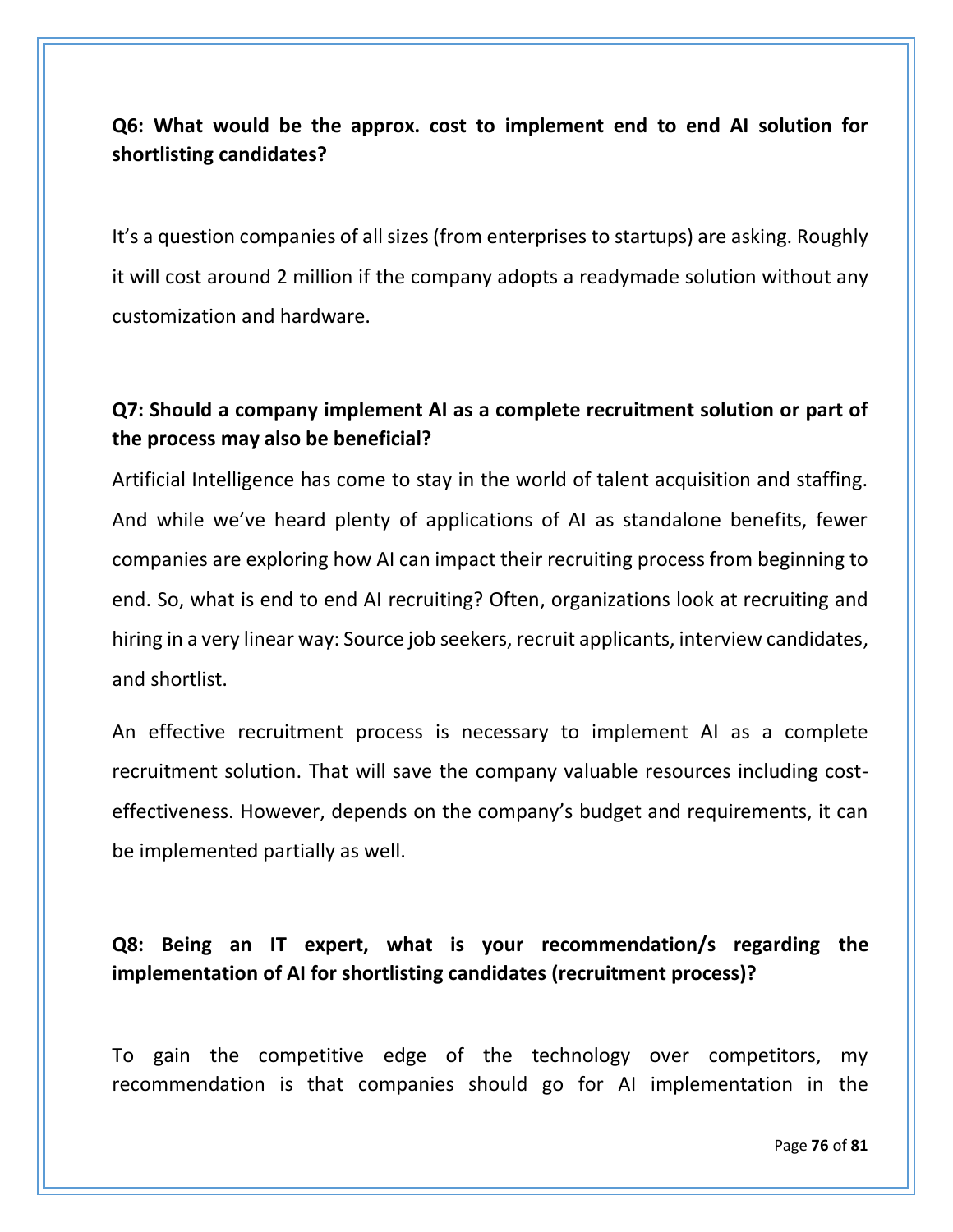**Q6: What would be the approx. cost to implement end to end AI solution for shortlisting candidates?**

It's a question companies of all sizes (from enterprises to startups) are asking. Roughly it will cost around 2 million if the company adopts a readymade solution without any customization and hardware.

**Q7: Should a company implement AI as a complete recruitment solution or part of the process may also be beneficial?**

Artificial Intelligence has come to stay in the world of talent acquisition and staffing. And while we've heard plenty of applications of AI as standalone benefits, fewer companies are exploring how AI can impact their recruiting process from beginning to end. So, what is end to end AI recruiting? Often, organizations look at recruiting and hiring in a very linear way: Source job seekers, recruit applicants, interview candidates, and shortlist.

An effective recruitment process is necessary to implement AI as a complete recruitment solution. That will save the company valuable resources including cost-effectiveness. However, depends on the company's budget and requirements, it can be implemented partially as well.

**Q8: Being an IT expert, what is your recommendation/s regarding the implementation of AI for shortlisting candidates (recruitment process)?**

To gain the competitive edge of the technology over competitors, my recommendation is that companies should go for AI implementation in the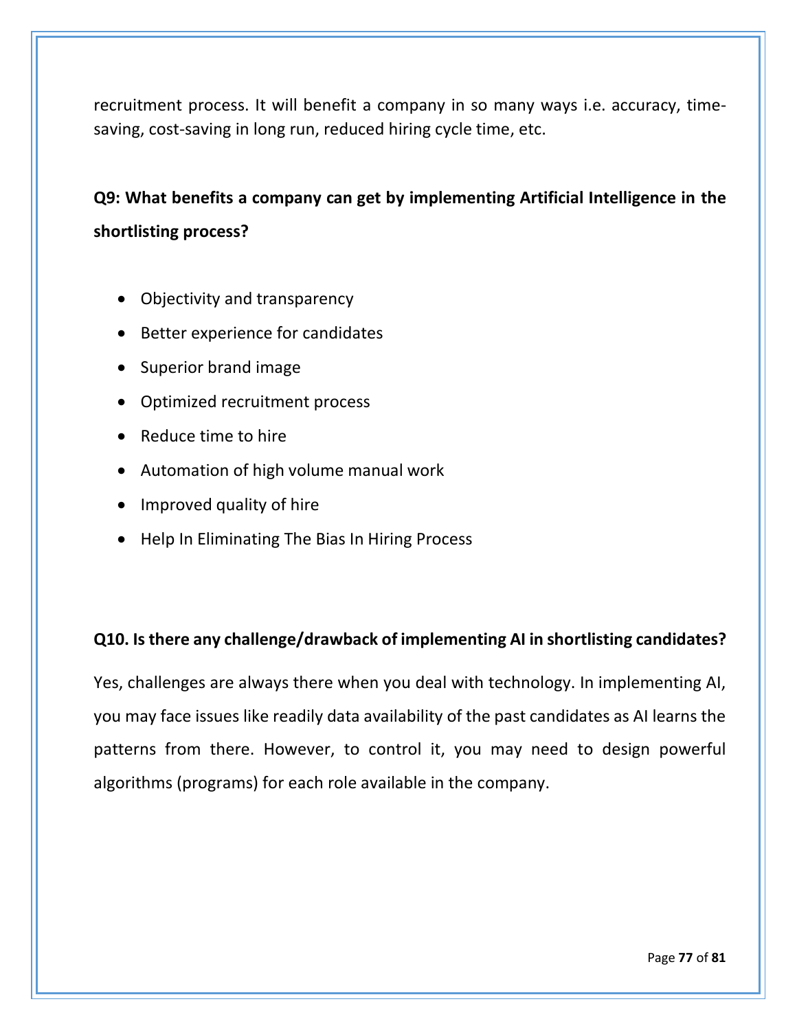recruitment process. It will benefit a company in so many ways i.e. accuracy, time-saving, cost-saving in long run, reduced hiring cycle time, etc.

**Q9: What benefits a company can get by implementing Artificial Intelligence in the shortlisting process?**

- Objectivity and transparency
- Better experience for candidates
- Superior brand image
- Optimized recruitment process
- Reduce time to hire
- Automation of high volume manual work
- Improved quality of hire
- Help In Eliminating The Bias In Hiring Process

**Q10. Is there any challenge/drawback of implementing AI in shortlisting candidates?**

Yes, challenges are always there when you deal with technology. In implementing AI, you may face issues like readily data availability of the past candidates as AI learns the patterns from there. However, to control it, you may need to design powerful algorithms (programs) for each role available in the company.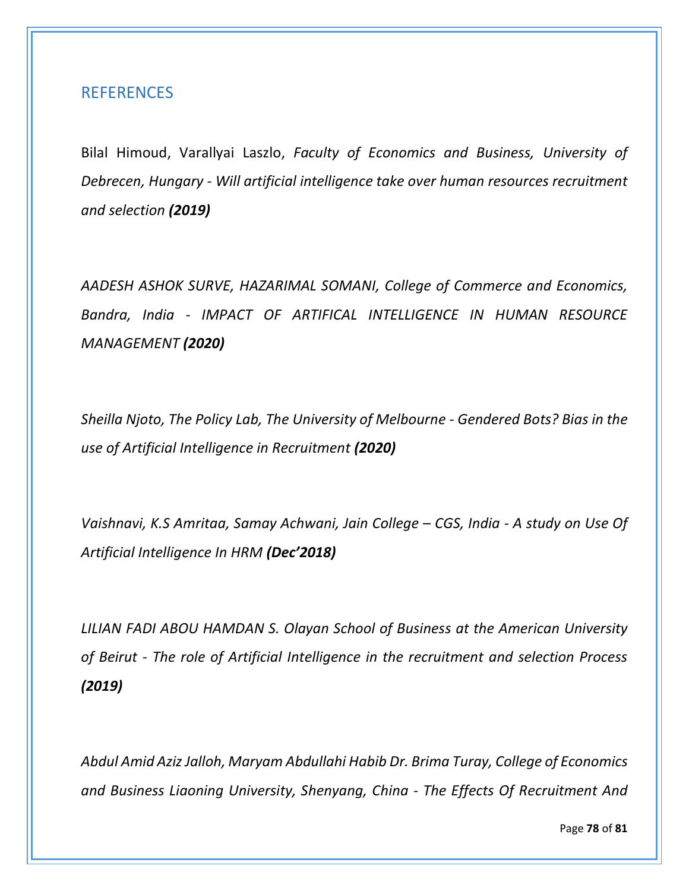## REFERENCES

Bilal Himoud, Varallyai Laszlo, *Faculty of Economics and Business, University of Debrecen, Hungary - Will artificial intelligence take over human resources recruitment and selection* ***(2019)***

*AADESH ASHOK SURVE, HAZARIMAL SOMANI, College of Commerce and Economics, Bandra, India - IMPACT OF ARTIFICAL INTELLIGENCE IN HUMAN RESOURCE MANAGEMENT* ***(2020)***

*Sheilla Njoto, The Policy Lab, The University of Melbourne - Gendered Bots? Bias in the use of Artificial Intelligence in Recruitment* ***(2020)***

*Vaishnavi, K.S Amritaa, Samay Achwani, Jain College – CGS, India - A study on Use Of Artificial Intelligence In HRM* ***(Dec'2018)***

*LILIAN FADI ABOU HAMDAN S. Olayan School of Business at the American University of Beirut - The role of Artificial Intelligence in the recruitment and selection Process* ***(2019)***

*Abdul Amid Aziz Jalloh, Maryam Abdullahi Habib Dr. Brima Turay, College of Economics and Business Liaoning University, Shenyang, China - The Effects Of Recruitment And*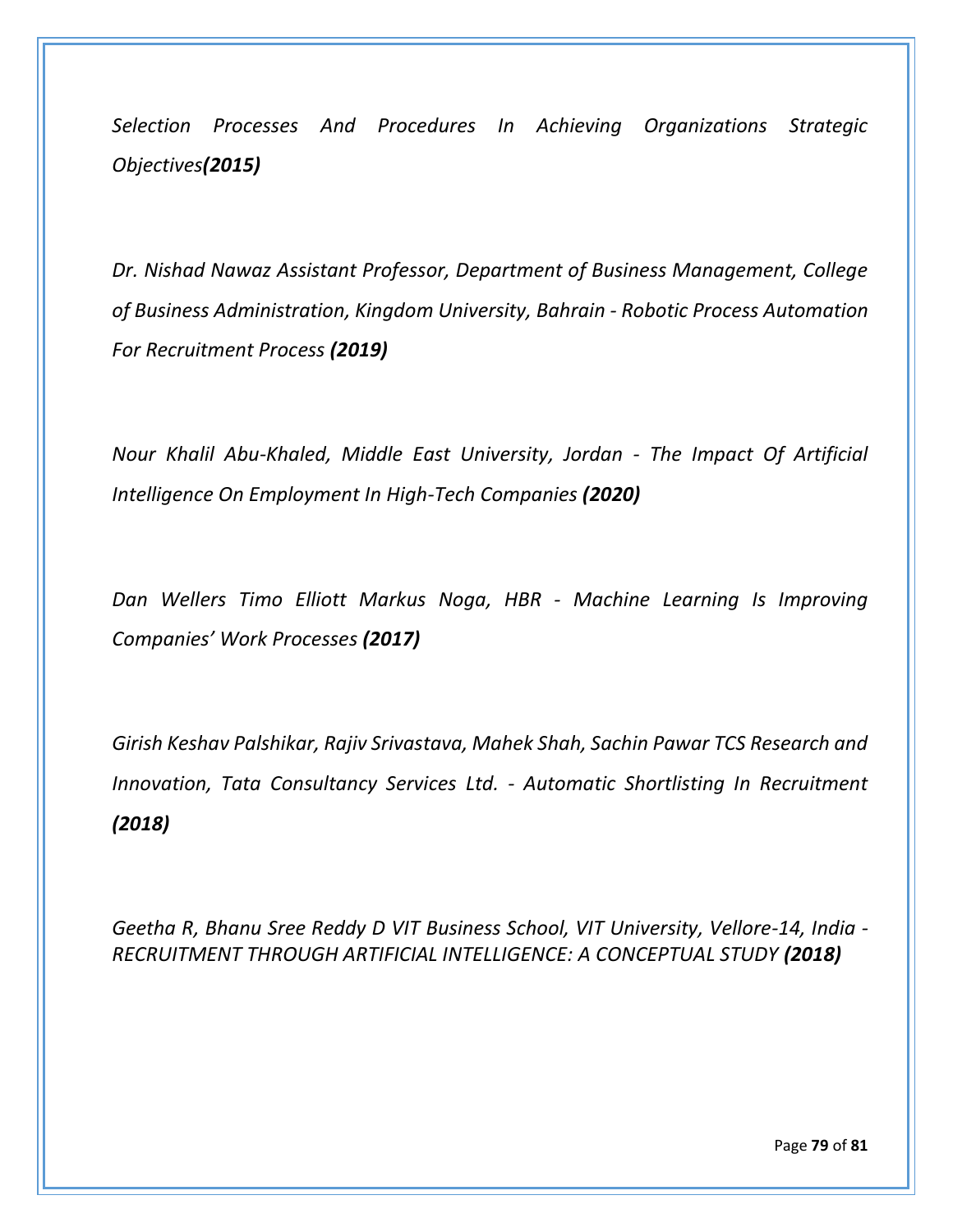*Selection Processes And Procedures In Achieving Organizations Strategic Objectives**(2015)***

*Dr. Nishad Nawaz Assistant Professor, Department of Business Management, College of Business Administration, Kingdom University, Bahrain - Robotic Process Automation For Recruitment Process **(2019)***

*Nour Khalil Abu-Khaled, Middle East University, Jordan - The Impact Of Artificial Intelligence On Employment In High-Tech Companies **(2020)***

*Dan Wellers Timo Elliott Markus Noga, HBR - Machine Learning Is Improving Companies' Work Processes **(2017)***

*Girish Keshav Palshikar, Rajiv Srivastava, Mahek Shah, Sachin Pawar TCS Research and Innovation, Tata Consultancy Services Ltd. - Automatic Shortlisting In Recruitment **(2018)***

*Geetha R, Bhanu Sree Reddy D VIT Business School, VIT University, Vellore-14, India - RECRUITMENT THROUGH ARTIFICIAL INTELLIGENCE: A CONCEPTUAL STUDY **(2018)***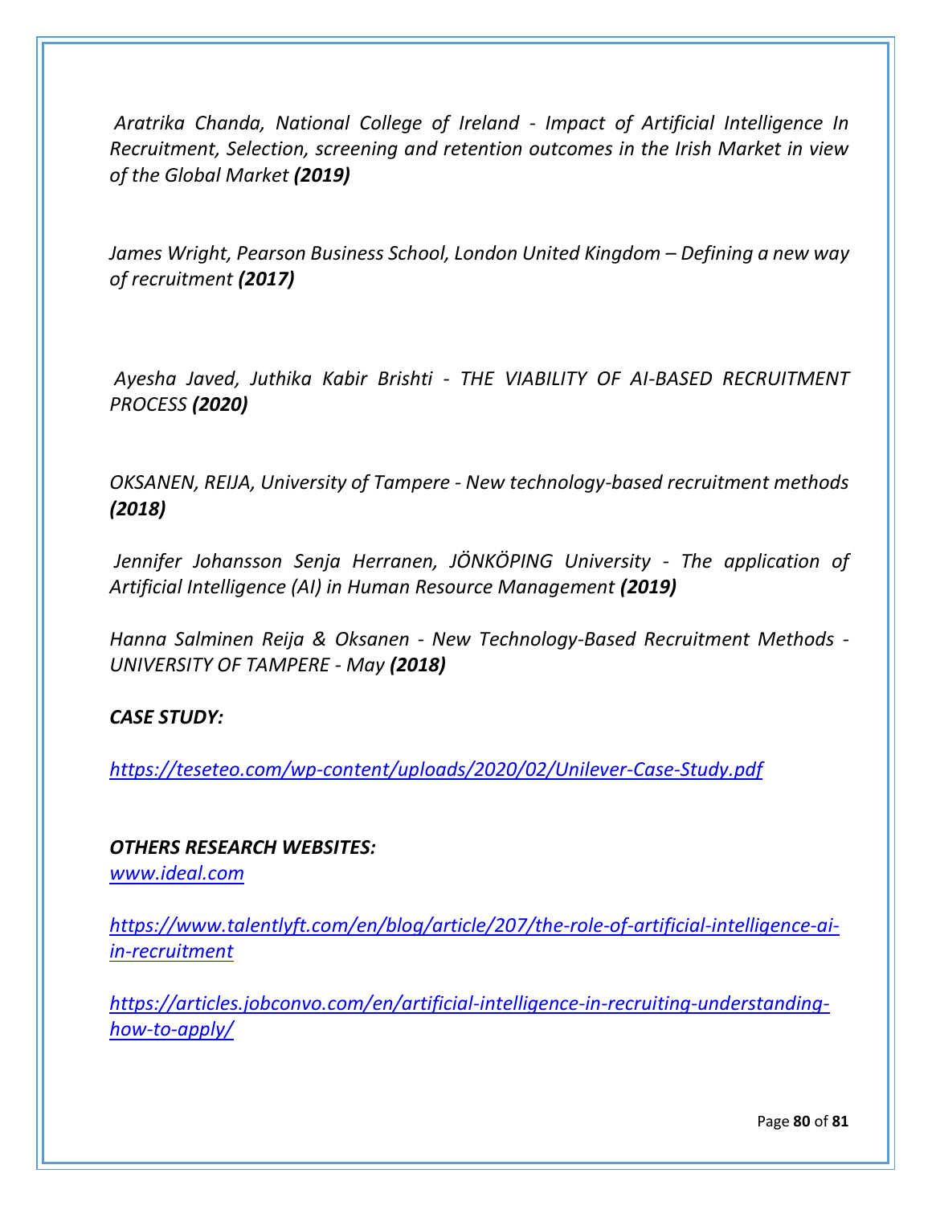*Aratrika Chanda, National College of Ireland - Impact of Artificial Intelligence In Recruitment, Selection, screening and retention outcomes in the Irish Market in view of the Global Market* ***(2019)***

*James Wright, Pearson Business School, London United Kingdom – Defining a new way of recruitment* ***(2017)***

*Ayesha Javed, Juthika Kabir Brishti - THE VIABILITY OF AI-BASED RECRUITMENT PROCESS* ***(2020)***

*OKSANEN, REIJA, University of Tampere - New technology-based recruitment methods* ***(2018)***

*Jennifer Johansson Senja Herranen, JÖNKÖPING University - The application of Artificial Intelligence (AI) in Human Resource Management* ***(2019)***

*Hanna Salminen Reija & Oksanen - New Technology-Based Recruitment Methods - UNIVERSITY OF TAMPERE - May* ***(2018)***

***CASE STUDY:***

*https://teseteo.com/wp-content/uploads/2020/02/Unilever-Case-Study.pdf*

***OTHERS RESEARCH WEBSITES:***

*www.ideal.com*

*https://www.talentlyft.com/en/blog/article/207/the-role-of-artificial-intelligence-ai-in-recruitment*

*https://articles.jobconvo.com/en/artificial-intelligence-in-recruiting-understanding-how-to-apply/*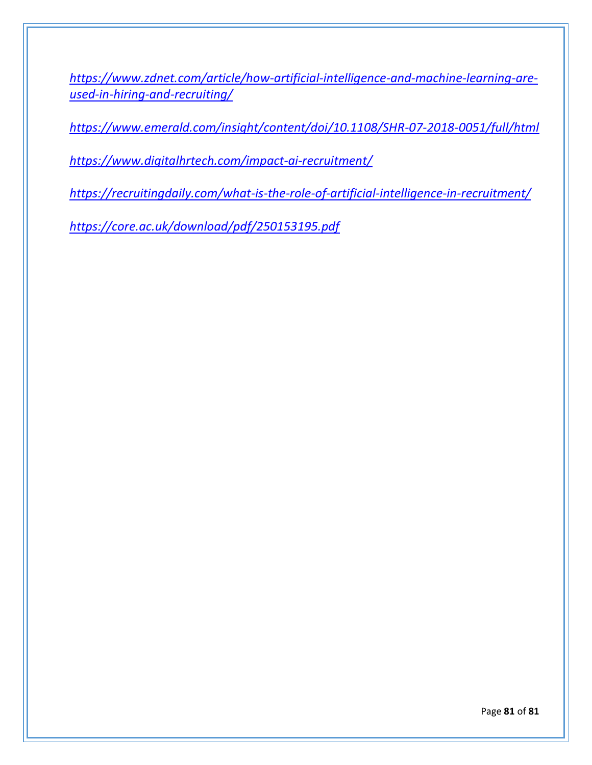*https://www.zdnet.com/article/how-artificial-intelligence-and-machine-learning-are-used-in-hiring-and-recruiting/*

*https://www.emerald.com/insight/content/doi/10.1108/SHR-07-2018-0051/full/html*

*https://www.digitalhrtech.com/impact-ai-recruitment/*

*https://recruitingdaily.com/what-is-the-role-of-artificial-intelligence-in-recruitment/*

*https://core.ac.uk/download/pdf/250153195.pdf*